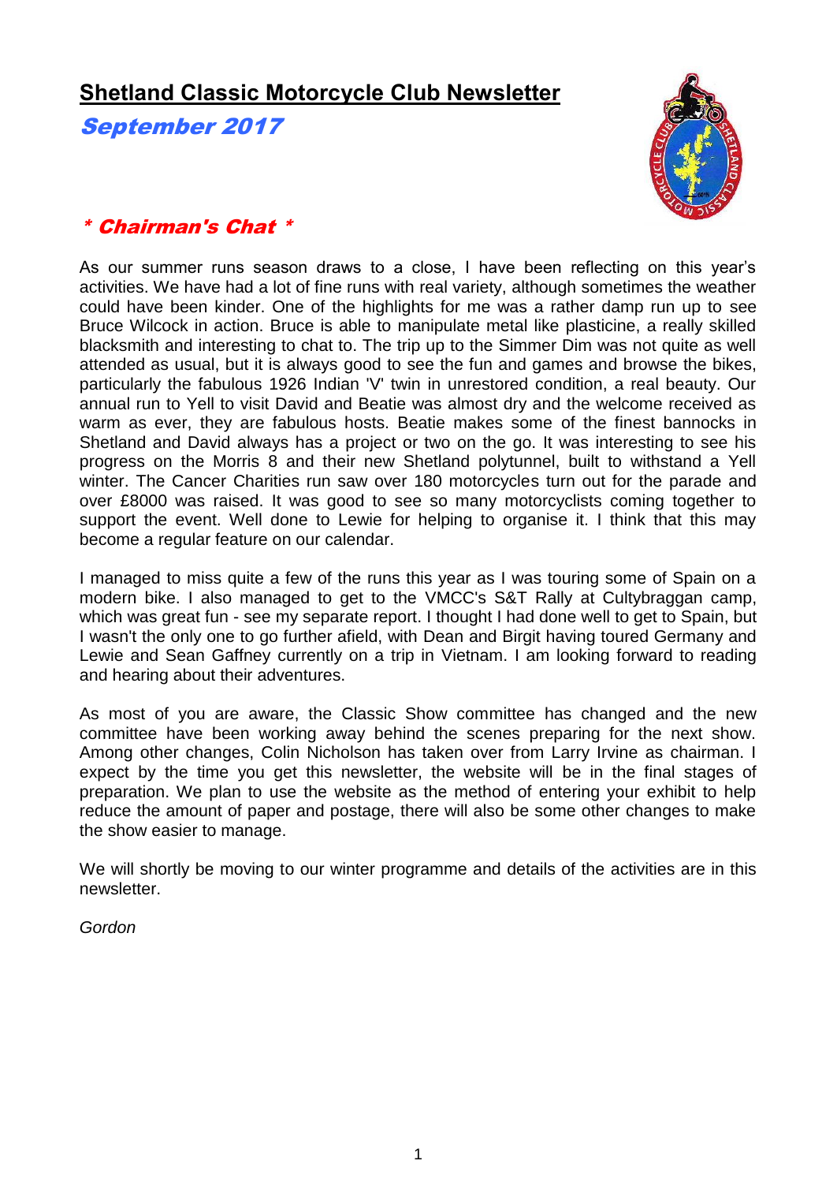# Shetland Classic Motorcycle Club Newsletter

***September 2017***

## *\* Chairman's Chat \**

As our summer runs season draws to a close, I have been reflecting on this year's activities. We have had a lot of fine runs with real variety, although sometimes the weather could have been kinder. One of the highlights for me was a rather damp run up to see Bruce Wilcock in action. Bruce is able to manipulate metal like plasticine, a really skilled blacksmith and interesting to chat to. The trip up to the Simmer Dim was not quite as well attended as usual, but it is always good to see the fun and games and browse the bikes, particularly the fabulous 1926 Indian 'V' twin in unrestored condition, a real beauty. Our annual run to Yell to visit David and Beatie was almost dry and the welcome received as warm as ever, they are fabulous hosts. Beatie makes some of the finest bannocks in Shetland and David always has a project or two on the go. It was interesting to see his progress on the Morris 8 and their new Shetland polytunnel, built to withstand a Yell winter. The Cancer Charities run saw over 180 motorcycles turn out for the parade and over £8000 was raised. It was good to see so many motorcyclists coming together to support the event. Well done to Lewie for helping to organise it. I think that this may become a regular feature on our calendar.

I managed to miss quite a few of the runs this year as I was touring some of Spain on a modern bike. I also managed to get to the VMCC's S&T Rally at Cultybraggan camp, which was great fun - see my separate report. I thought I had done well to get to Spain, but I wasn't the only one to go further afield, with Dean and Birgit having toured Germany and Lewie and Sean Gaffney currently on a trip in Vietnam. I am looking forward to reading and hearing about their adventures.

As most of you are aware, the Classic Show committee has changed and the new committee have been working away behind the scenes preparing for the next show. Among other changes, Colin Nicholson has taken over from Larry Irvine as chairman. I expect by the time you get this newsletter, the website will be in the final stages of preparation. We plan to use the website as the method of entering your exhibit to help reduce the amount of paper and postage, there will also be some other changes to make the show easier to manage.

We will shortly be moving to our winter programme and details of the activities are in this newsletter.

*Gordon*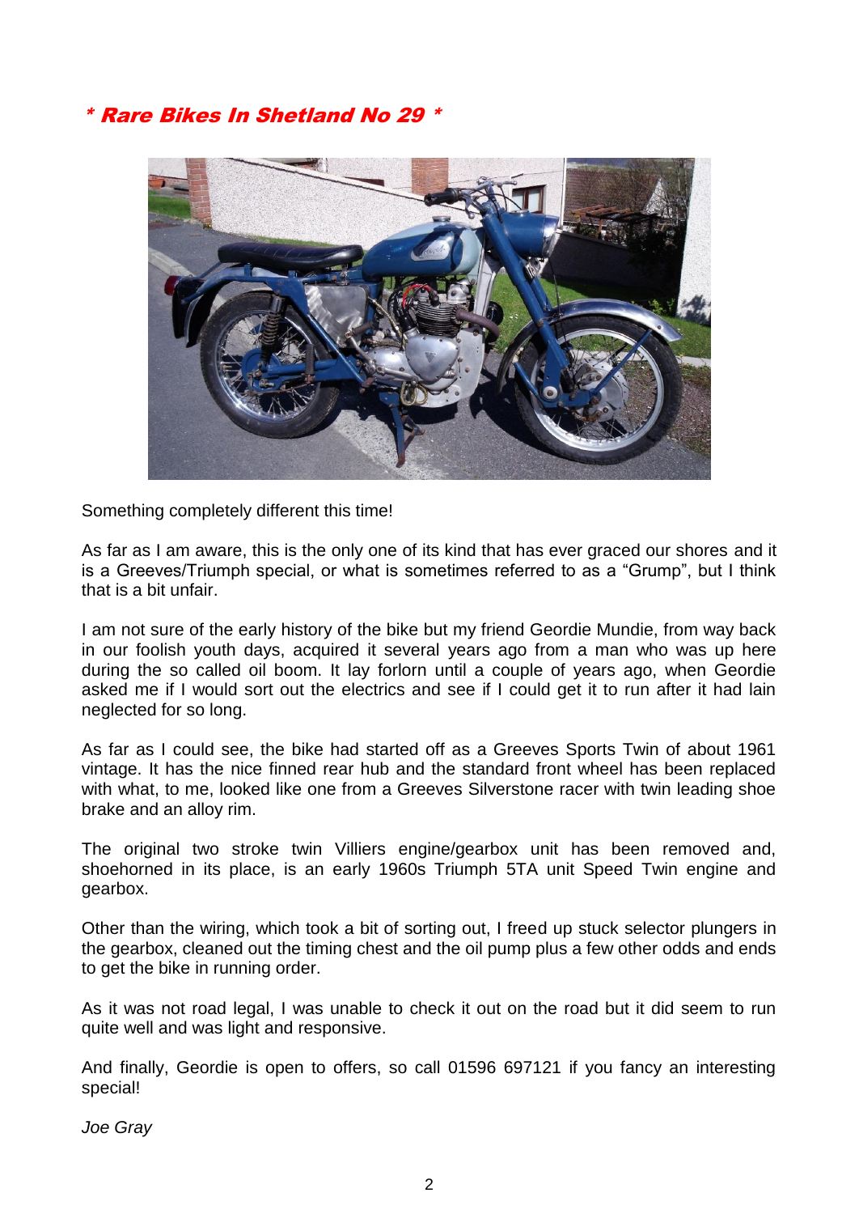## * Rare Bikes In Shetland No 29 *

Something completely different this time!

As far as I am aware, this is the only one of its kind that has ever graced our shores and it is a Greeves/Triumph special, or what is sometimes referred to as a "Grump", but I think that is a bit unfair.

I am not sure of the early history of the bike but my friend Geordie Mundie, from way back in our foolish youth days, acquired it several years ago from a man who was up here during the so called oil boom. It lay forlorn until a couple of years ago, when Geordie asked me if I would sort out the electrics and see if I could get it to run after it had lain neglected for so long.

As far as I could see, the bike had started off as a Greeves Sports Twin of about 1961 vintage. It has the nice finned rear hub and the standard front wheel has been replaced with what, to me, looked like one from a Greeves Silverstone racer with twin leading shoe brake and an alloy rim.

The original two stroke twin Villiers engine/gearbox unit has been removed and, shoehorned in its place, is an early 1960s Triumph 5TA unit Speed Twin engine and gearbox.

Other than the wiring, which took a bit of sorting out, I freed up stuck selector plungers in the gearbox, cleaned out the timing chest and the oil pump plus a few other odds and ends to get the bike in running order.

As it was not road legal, I was unable to check it out on the road but it did seem to run quite well and was light and responsive.

And finally, Geordie is open to offers, so call 01596 697121 if you fancy an interesting special!

*Joe Gray*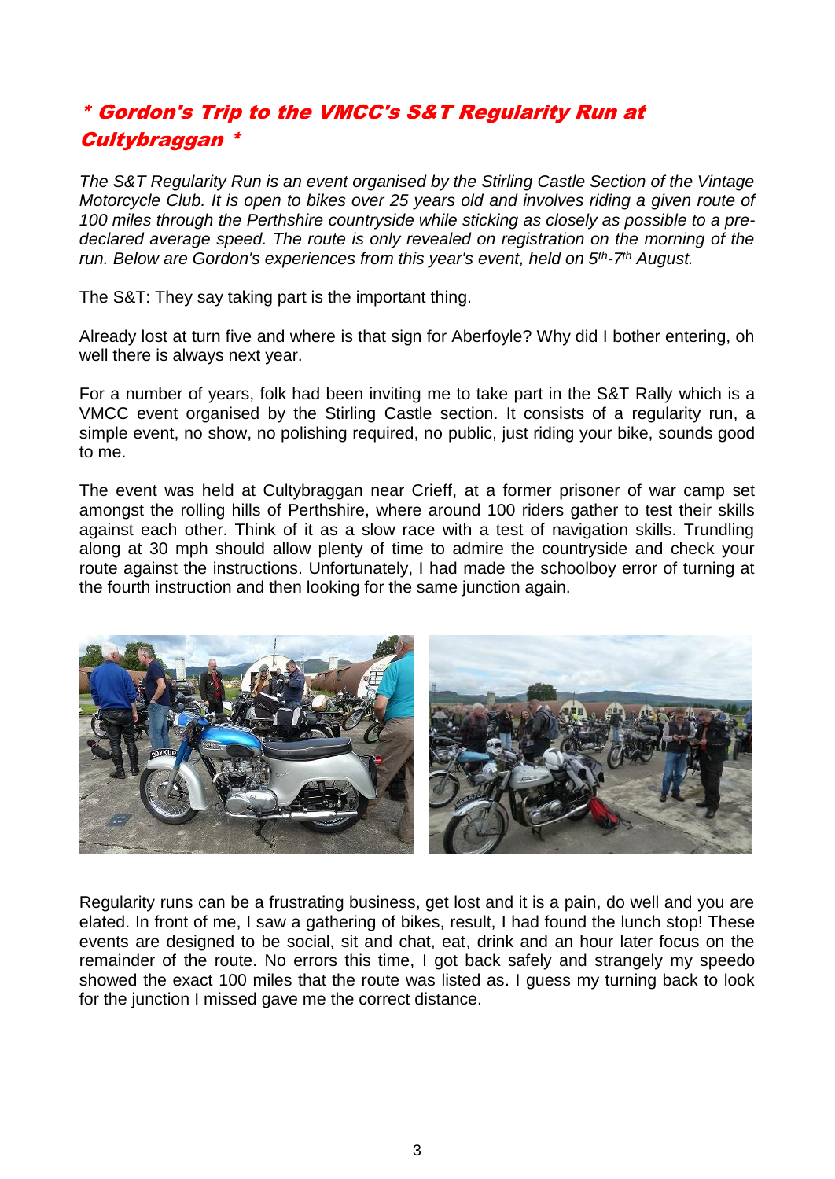# * Gordon's Trip to the VMCC's S&T Regularity Run at Cultybraggan *

*The S&T Regularity Run is an event organised by the Stirling Castle Section of the Vintage Motorcycle Club. It is open to bikes over 25 years old and involves riding a given route of 100 miles through the Perthshire countryside while sticking as closely as possible to a pre-declared average speed. The route is only revealed on registration on the morning of the run. Below are Gordon's experiences from this year's event, held on 5th-7th August.*

The S&T: They say taking part is the important thing.

Already lost at turn five and where is that sign for Aberfoyle? Why did I bother entering, oh well there is always next year.

For a number of years, folk had been inviting me to take part in the S&T Rally which is a VMCC event organised by the Stirling Castle section. It consists of a regularity run, a simple event, no show, no polishing required, no public, just riding your bike, sounds good to me.

The event was held at Cultybraggan near Crieff, at a former prisoner of war camp set amongst the rolling hills of Perthshire, where around 100 riders gather to test their skills against each other. Think of it as a slow race with a test of navigation skills. Trundling along at 30 mph should allow plenty of time to admire the countryside and check your route against the instructions. Unfortunately, I had made the schoolboy error of turning at the fourth instruction and then looking for the same junction again.

Regularity runs can be a frustrating business, get lost and it is a pain, do well and you are elated. In front of me, I saw a gathering of bikes, result, I had found the lunch stop! These events are designed to be social, sit and chat, eat, drink and an hour later focus on the remainder of the route. No errors this time, I got back safely and strangely my speedo showed the exact 100 miles that the route was listed as. I guess my turning back to look for the junction I missed gave me the correct distance.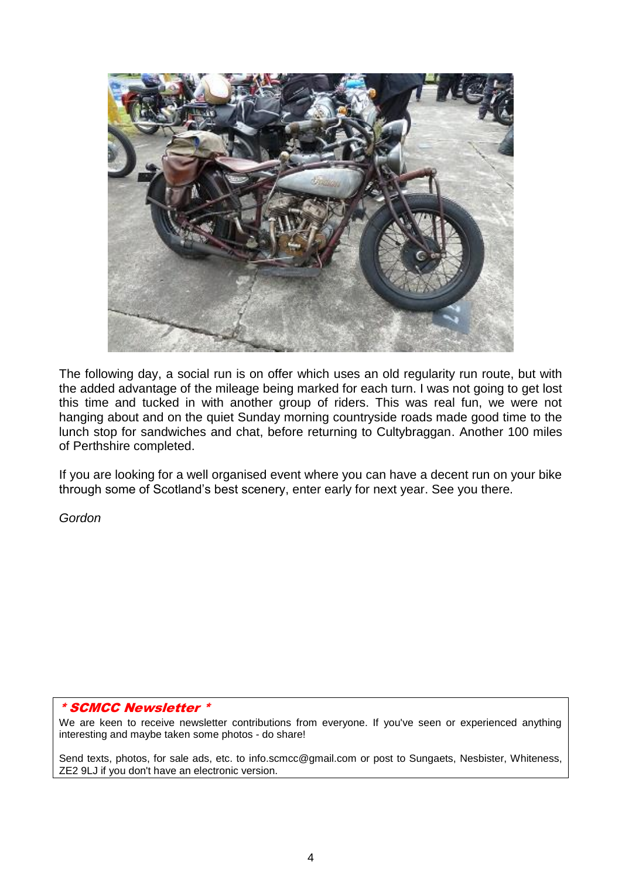The following day, a social run is on offer which uses an old regularity run route, but with the added advantage of the mileage being marked for each turn. I was not going to get lost this time and tucked in with another group of riders. This was real fun, we were not hanging about and on the quiet Sunday morning countryside roads made good time to the lunch stop for sandwiches and chat, before returning to Cultybraggan. Another 100 miles of Perthshire completed.

If you are looking for a well organised event where you can have a decent run on your bike through some of Scotland's best scenery, enter early for next year. See you there.

*Gordon*

---

***\* SCMCC Newsletter \****

We are keen to receive newsletter contributions from everyone. If you've seen or experienced anything interesting and maybe taken some photos - do share!

Send texts, photos, for sale ads, etc. to info.scmcc@gmail.com or post to Sungaets, Nesbister, Whiteness, ZE2 9LJ if you don't have an electronic version.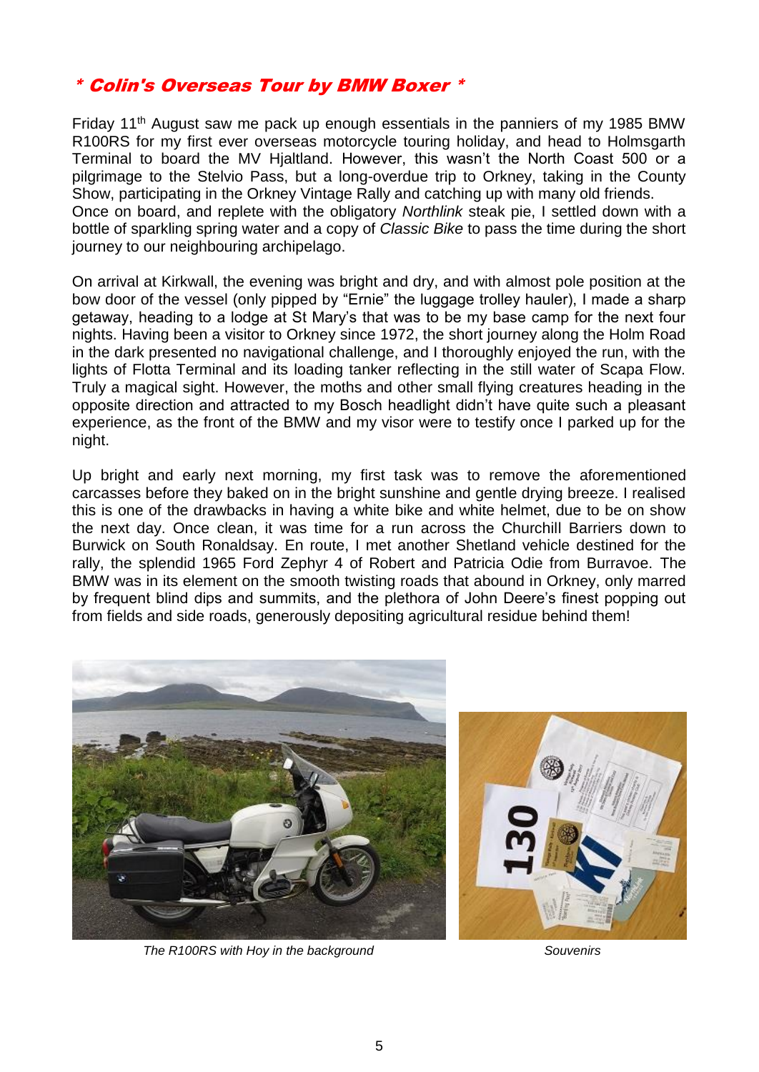## * Colin's Overseas Tour by BMW Boxer *

Friday 11th August saw me pack up enough essentials in the panniers of my 1985 BMW R100RS for my first ever overseas motorcycle touring holiday, and head to Holmsgarth Terminal to board the MV Hjaltland. However, this wasn't the North Coast 500 or a pilgrimage to the Stelvio Pass, but a long-overdue trip to Orkney, taking in the County Show, participating in the Orkney Vintage Rally and catching up with many old friends.
Once on board, and replete with the obligatory *Northlink* steak pie, I settled down with a bottle of sparkling spring water and a copy of *Classic Bike* to pass the time during the short journey to our neighbouring archipelago.

On arrival at Kirkwall, the evening was bright and dry, and with almost pole position at the bow door of the vessel (only pipped by "Ernie" the luggage trolley hauler), I made a sharp getaway, heading to a lodge at St Mary's that was to be my base camp for the next four nights. Having been a visitor to Orkney since 1972, the short journey along the Holm Road in the dark presented no navigational challenge, and I thoroughly enjoyed the run, with the lights of Flotta Terminal and its loading tanker reflecting in the still water of Scapa Flow. Truly a magical sight. However, the moths and other small flying creatures heading in the opposite direction and attracted to my Bosch headlight didn't have quite such a pleasant experience, as the front of the BMW and my visor were to testify once I parked up for the night.

Up bright and early next morning, my first task was to remove the aforementioned carcasses before they baked on in the bright sunshine and gentle drying breeze. I realised this is one of the drawbacks in having a white bike and white helmet, due to be on show the next day. Once clean, it was time for a run across the Churchill Barriers down to Burwick on South Ronaldsay. En route, I met another Shetland vehicle destined for the rally, the splendid 1965 Ford Zephyr 4 of Robert and Patricia Odie from Burravoe. The BMW was in its element on the smooth twisting roads that abound in Orkney, only marred by frequent blind dips and summits, and the plethora of John Deere's finest popping out from fields and side roads, generously depositing agricultural residue behind them!

*The R100RS with Hoy in the background*

*Souvenirs*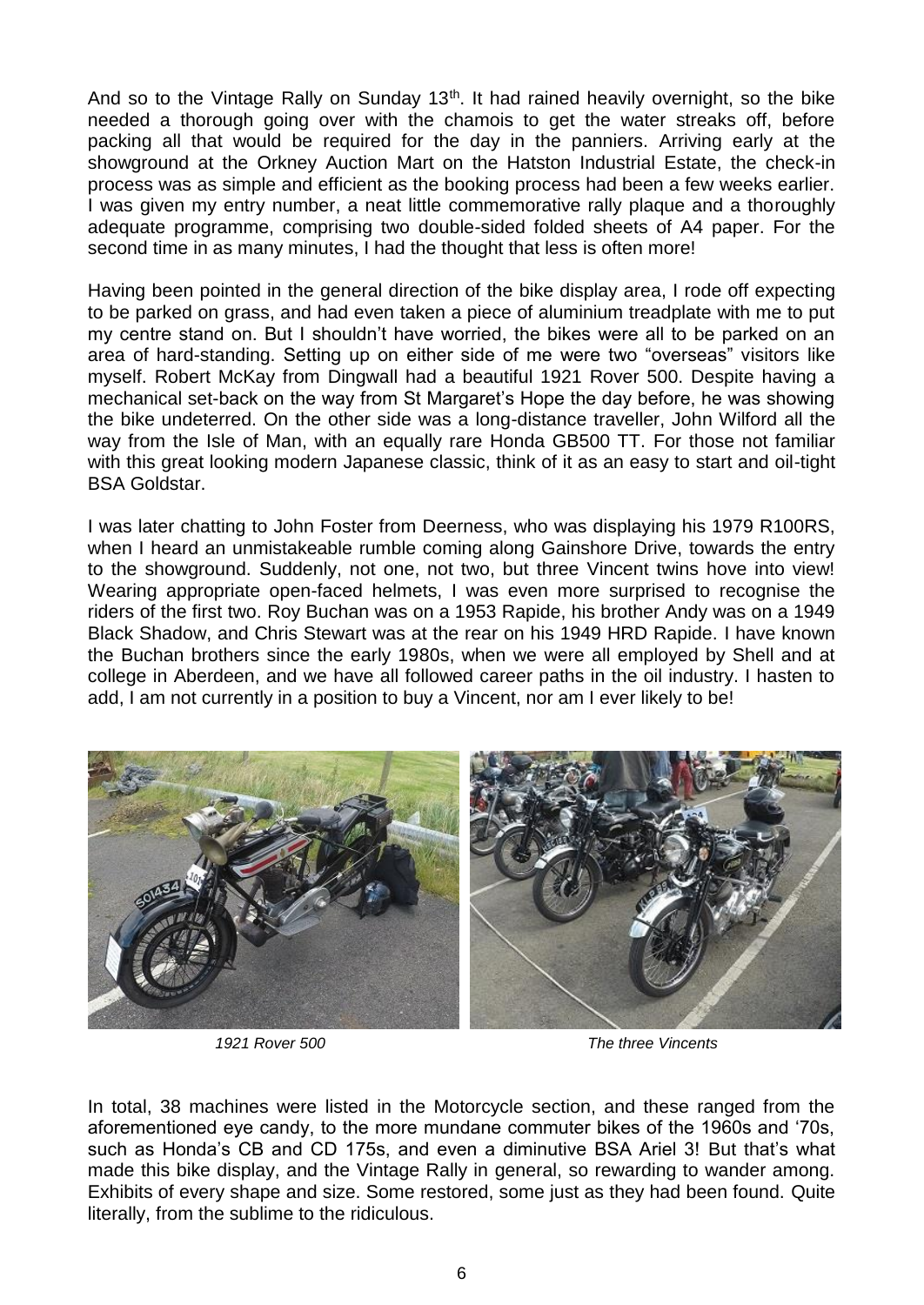And so to the Vintage Rally on Sunday 13th. It had rained heavily overnight, so the bike needed a thorough going over with the chamois to get the water streaks off, before packing all that would be required for the day in the panniers. Arriving early at the showground at the Orkney Auction Mart on the Hatston Industrial Estate, the check-in process was as simple and efficient as the booking process had been a few weeks earlier. I was given my entry number, a neat little commemorative rally plaque and a thoroughly adequate programme, comprising two double-sided folded sheets of A4 paper. For the second time in as many minutes, I had the thought that less is often more!

Having been pointed in the general direction of the bike display area, I rode off expecting to be parked on grass, and had even taken a piece of aluminium treadplate with me to put my centre stand on. But I shouldn't have worried, the bikes were all to be parked on an area of hard-standing. Setting up on either side of me were two "overseas" visitors like myself. Robert McKay from Dingwall had a beautiful 1921 Rover 500. Despite having a mechanical set-back on the way from St Margaret's Hope the day before, he was showing the bike undeterred. On the other side was a long-distance traveller, John Wilford all the way from the Isle of Man, with an equally rare Honda GB500 TT. For those not familiar with this great looking modern Japanese classic, think of it as an easy to start and oil-tight BSA Goldstar.

I was later chatting to John Foster from Deerness, who was displaying his 1979 R100RS, when I heard an unmistakeable rumble coming along Gainshore Drive, towards the entry to the showground. Suddenly, not one, not two, but three Vincent twins hove into view! Wearing appropriate open-faced helmets, I was even more surprised to recognise the riders of the first two. Roy Buchan was on a 1953 Rapide, his brother Andy was on a 1949 Black Shadow, and Chris Stewart was at the rear on his 1949 HRD Rapide. I have known the Buchan brothers since the early 1980s, when we were all employed by Shell and at college in Aberdeen, and we have all followed career paths in the oil industry. I hasten to add, I am not currently in a position to buy a Vincent, nor am I ever likely to be!

*1921 Rover 500*

*The three Vincents*

In total, 38 machines were listed in the Motorcycle section, and these ranged from the aforementioned eye candy, to the more mundane commuter bikes of the 1960s and '70s, such as Honda's CB and CD 175s, and even a diminutive BSA Ariel 3! But that's what made this bike display, and the Vintage Rally in general, so rewarding to wander among. Exhibits of every shape and size. Some restored, some just as they had been found. Quite literally, from the sublime to the ridiculous.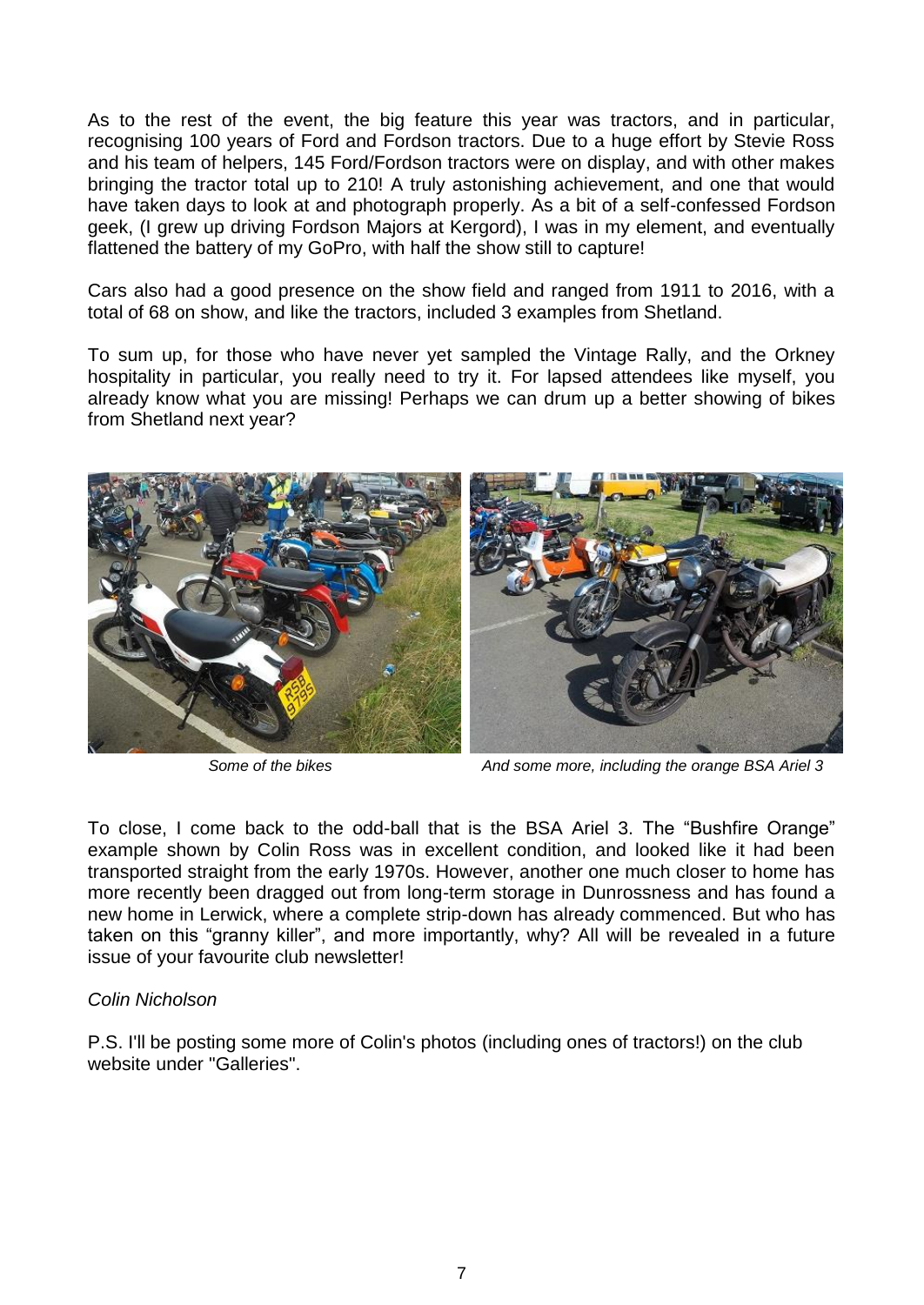As to the rest of the event, the big feature this year was tractors, and in particular, recognising 100 years of Ford and Fordson tractors. Due to a huge effort by Stevie Ross and his team of helpers, 145 Ford/Fordson tractors were on display, and with other makes bringing the tractor total up to 210! A truly astonishing achievement, and one that would have taken days to look at and photograph properly. As a bit of a self-confessed Fordson geek, (I grew up driving Fordson Majors at Kergord), I was in my element, and eventually flattened the battery of my GoPro, with half the show still to capture!

Cars also had a good presence on the show field and ranged from 1911 to 2016, with a total of 68 on show, and like the tractors, included 3 examples from Shetland.

To sum up, for those who have never yet sampled the Vintage Rally, and the Orkney hospitality in particular, you really need to try it. For lapsed attendees like myself, you already know what you are missing! Perhaps we can drum up a better showing of bikes from Shetland next year?

*Some of the bikes*

*And some more, including the orange BSA Ariel 3*

To close, I come back to the odd-ball that is the BSA Ariel 3. The "Bushfire Orange" example shown by Colin Ross was in excellent condition, and looked like it had been transported straight from the early 1970s. However, another one much closer to home has more recently been dragged out from long-term storage in Dunrossness and has found a new home in Lerwick, where a complete strip-down has already commenced. But who has taken on this "granny killer", and more importantly, why? All will be revealed in a future issue of your favourite club newsletter!

*Colin Nicholson*

P.S. I'll be posting some more of Colin's photos (including ones of tractors!) on the club website under "Galleries".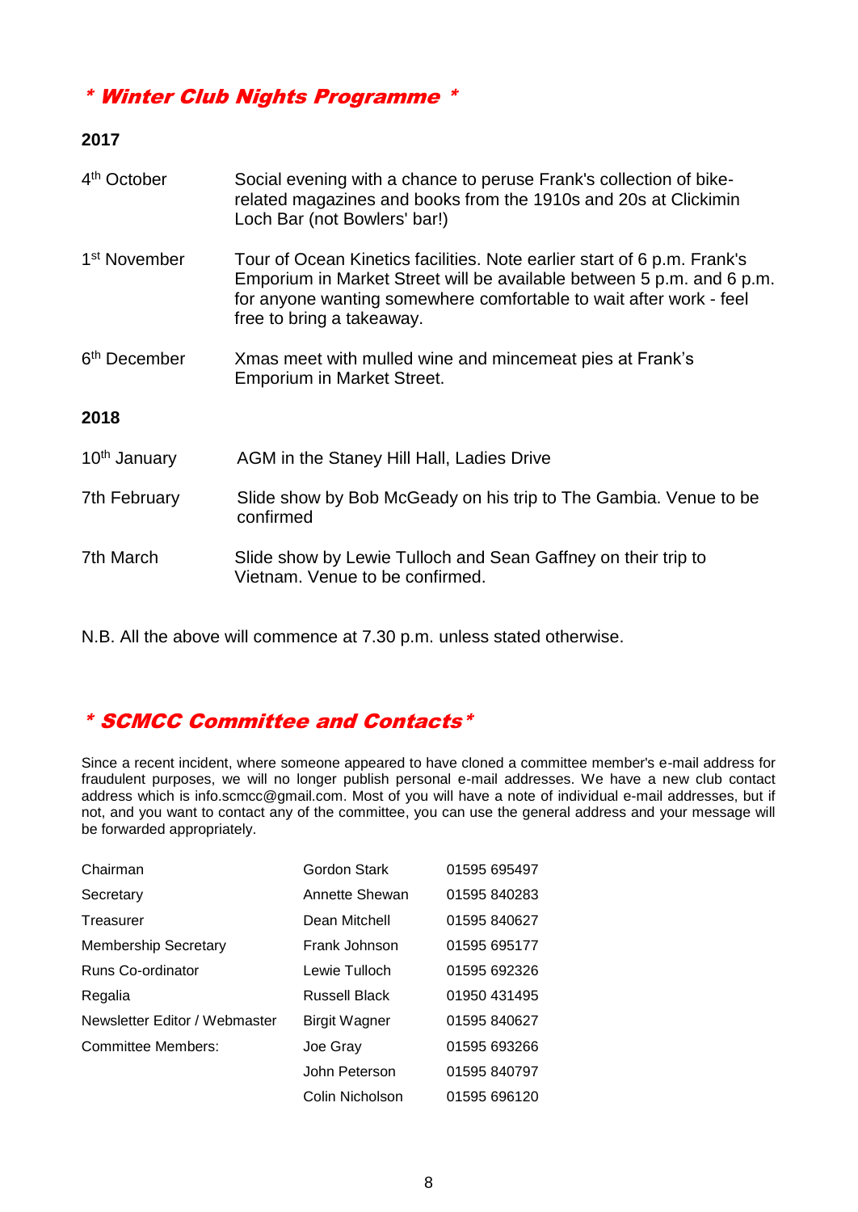## * *Winter Club Nights Programme* *

**2017**

| | |
|---|---|
| 4th October | Social evening with a chance to peruse Frank's collection of bike-related magazines and books from the 1910s and 20s at Clickimin Loch Bar (not Bowlers' bar!) |
| 1st November | Tour of Ocean Kinetics facilities. Note earlier start of 6 p.m. Frank's Emporium in Market Street will be available between 5 p.m. and 6 p.m. for anyone wanting somewhere comfortable to wait after work - feel free to bring a takeaway. |
| 6th December | Xmas meet with mulled wine and mincemeat pies at Frank's Emporium in Market Street. |

**2018**

| | |
|---|---|
| 10th January | AGM in the Staney Hill Hall, Ladies Drive |
| 7th February | Slide show by Bob McGeady on his trip to The Gambia. Venue to be confirmed |
| 7th March | Slide show by Lewie Tulloch and Sean Gaffney on their trip to Vietnam. Venue to be confirmed. |

N.B. All the above will commence at 7.30 p.m. unless stated otherwise.

## * *SCMCC Committee and Contacts* *

Since a recent incident, where someone appeared to have cloned a committee member's e-mail address for fraudulent purposes, we will no longer publish personal e-mail addresses. We have a new club contact address which is info.scmcc@gmail.com. Most of you will have a note of individual e-mail addresses, but if not, and you want to contact any of the committee, you can use the general address and your message will be forwarded appropriately.

| | | |
|---|---|---|
| Chairman | Gordon Stark | 01595 695497 |
| Secretary | Annette Shewan | 01595 840283 |
| Treasurer | Dean Mitchell | 01595 840627 |
| Membership Secretary | Frank Johnson | 01595 695177 |
| Runs Co-ordinator | Lewie Tulloch | 01595 692326 |
| Regalia | Russell Black | 01950 431495 |
| Newsletter Editor / Webmaster | Birgit Wagner | 01595 840627 |
| Committee Members: | Joe Gray | 01595 693266 |
| | John Peterson | 01595 840797 |
| | Colin Nicholson | 01595 696120 |